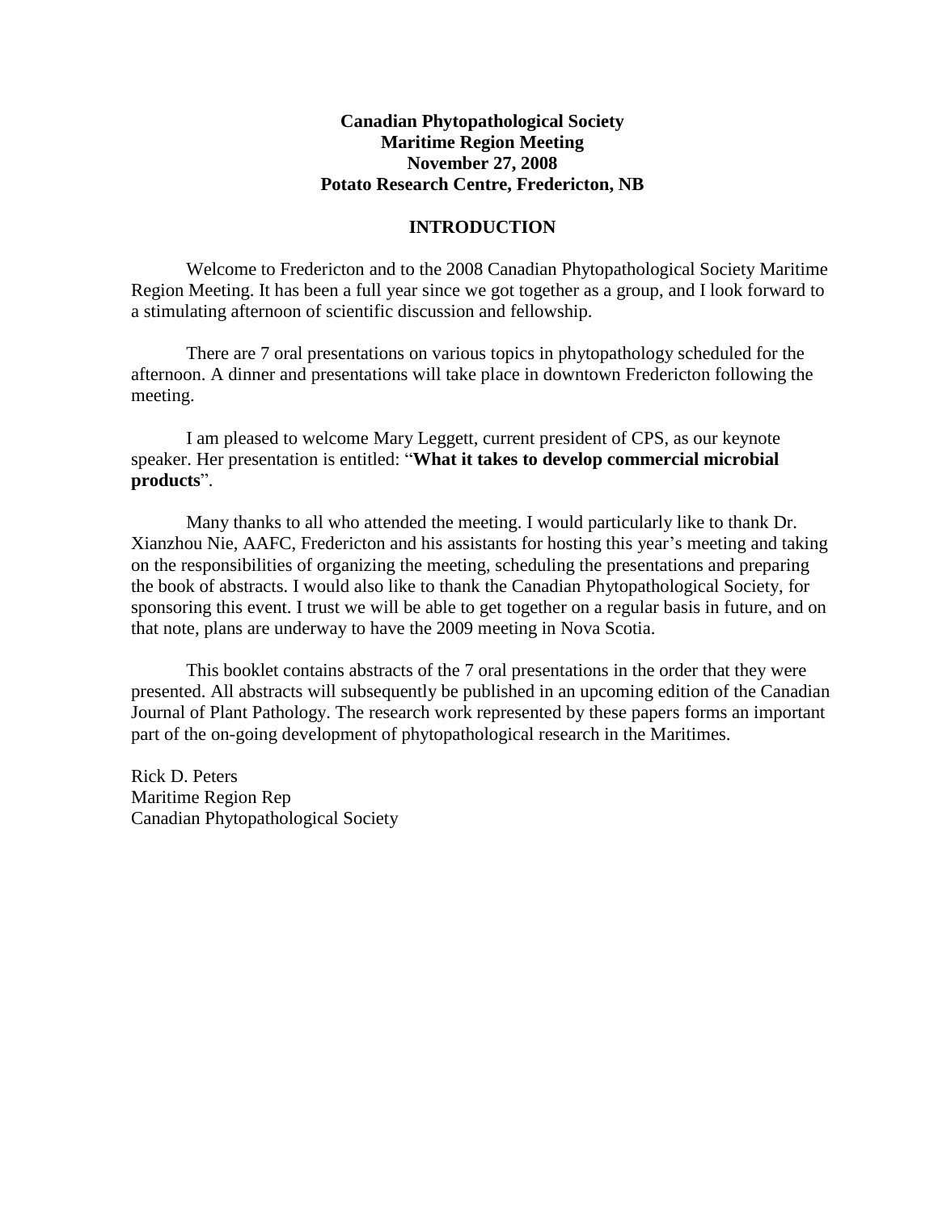**Canadian Phytopathological Society**
**Maritime Region Meeting**
**November 27, 2008**
**Potato Research Centre, Fredericton, NB**

## INTRODUCTION

Welcome to Fredericton and to the 2008 Canadian Phytopathological Society Maritime Region Meeting. It has been a full year since we got together as a group, and I look forward to a stimulating afternoon of scientific discussion and fellowship.

There are 7 oral presentations on various topics in phytopathology scheduled for the afternoon. A dinner and presentations will take place in downtown Fredericton following the meeting.

I am pleased to welcome Mary Leggett, current president of CPS, as our keynote speaker. Her presentation is entitled: "**What it takes to develop commercial microbial products**".

Many thanks to all who attended the meeting. I would particularly like to thank Dr. Xianzhou Nie, AAFC, Fredericton and his assistants for hosting this year's meeting and taking on the responsibilities of organizing the meeting, scheduling the presentations and preparing the book of abstracts. I would also like to thank the Canadian Phytopathological Society, for sponsoring this event. I trust we will be able to get together on a regular basis in future, and on that note, plans are underway to have the 2009 meeting in Nova Scotia.

This booklet contains abstracts of the 7 oral presentations in the order that they were presented. All abstracts will subsequently be published in an upcoming edition of the Canadian Journal of Plant Pathology. The research work represented by these papers forms an important part of the on-going development of phytopathological research in the Maritimes.

Rick D. Peters
Maritime Region Rep
Canadian Phytopathological Society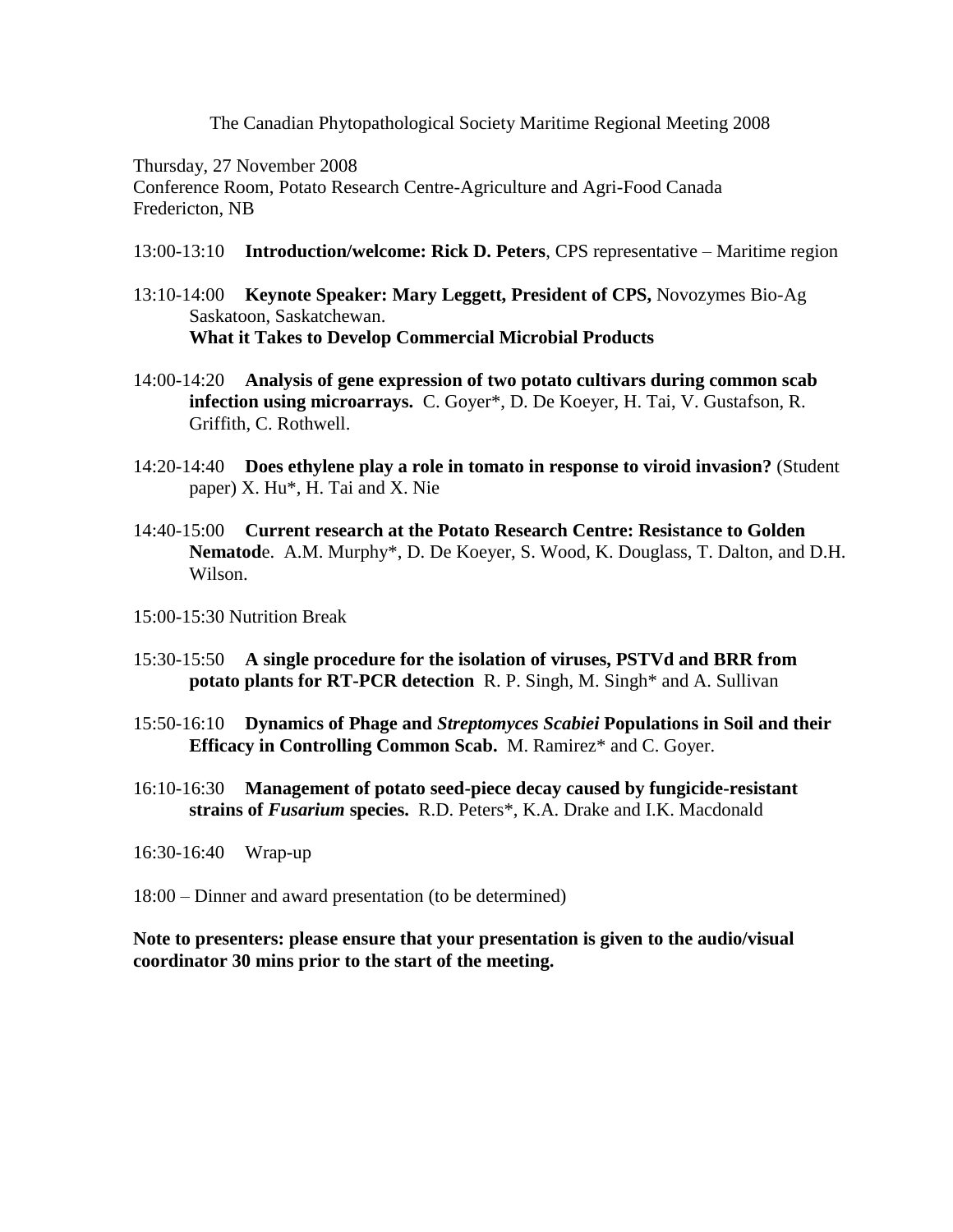# The Canadian Phytopathological Society Maritime Regional Meeting 2008

Thursday, 27 November 2008
Conference Room, Potato Research Centre-Agriculture and Agri-Food Canada
Fredericton, NB

13:00-13:10 **Introduction/welcome: Rick D. Peters**, CPS representative – Maritime region

13:10-14:00 **Keynote Speaker: Mary Leggett, President of CPS,** Novozymes Bio-Ag Saskatoon, Saskatchewan.
**What it Takes to Develop Commercial Microbial Products**

14:00-14:20 **Analysis of gene expression of two potato cultivars during common scab infection using microarrays.** C. Goyer*, D. De Koeyer, H. Tai, V. Gustafson, R. Griffith, C. Rothwell.

14:20-14:40 **Does ethylene play a role in tomato in response to viroid invasion?** (Student paper) X. Hu*, H. Tai and X. Nie

14:40-15:00 **Current research at the Potato Research Centre: Resistance to Golden Nematod**e. A.M. Murphy*, D. De Koeyer, S. Wood, K. Douglass, T. Dalton, and D.H. Wilson.

15:00-15:30 Nutrition Break

15:30-15:50 **A single procedure for the isolation of viruses, PSTVd and BRR from potato plants for RT-PCR detection** R. P. Singh, M. Singh* and A. Sullivan

15:50-16:10 **Dynamics of Phage and *Streptomyces Scabiei* Populations in Soil and their Efficacy in Controlling Common Scab.** M. Ramirez* and C. Goyer.

16:10-16:30 **Management of potato seed-piece decay caused by fungicide-resistant strains of *Fusarium* species.** R.D. Peters*, K.A. Drake and I.K. Macdonald

16:30-16:40 Wrap-up

18:00 – Dinner and award presentation (to be determined)

**Note to presenters: please ensure that your presentation is given to the audio/visual coordinator 30 mins prior to the start of the meeting.**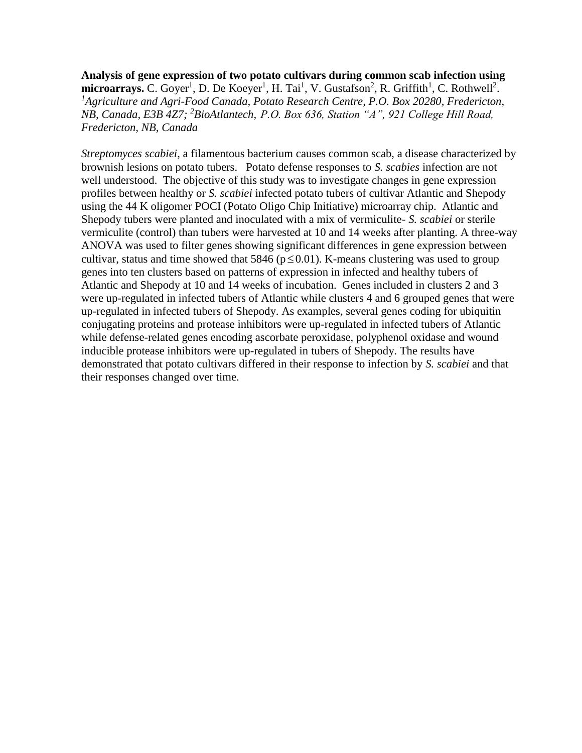**Analysis of gene expression of two potato cultivars during common scab infection using microarrays.** C. Goyer[1], D. De Koeyer[1], H. Tai[1], V. Gustafson[2], R. Griffith[1], C. Rothwell[2]. [1]*Agriculture and Agri-Food Canada, Potato Research Centre, P.O. Box 20280, Fredericton, NB, Canada, E3B 4Z7;* [2]*BioAtlantech, P.O. Box 636, Station "A", 921 College Hill Road, Fredericton, NB, Canada*

*Streptomyces scabiei*, a filamentous bacterium causes common scab, a disease characterized by brownish lesions on potato tubers. Potato defense responses to *S. scabies* infection are not well understood. The objective of this study was to investigate changes in gene expression profiles between healthy or *S. scabiei* infected potato tubers of cultivar Atlantic and Shepody using the 44 K oligomer POCI (Potato Oligo Chip Initiative) microarray chip. Atlantic and Shepody tubers were planted and inoculated with a mix of vermiculite- *S. scabiei* or sterile vermiculite (control) than tubers were harvested at 10 and 14 weeks after planting. A three-way ANOVA was used to filter genes showing significant differences in gene expression between cultivar, status and time showed that 5846 ($p \leq 0.01$). K-means clustering was used to group genes into ten clusters based on patterns of expression in infected and healthy tubers of Atlantic and Shepody at 10 and 14 weeks of incubation. Genes included in clusters 2 and 3 were up-regulated in infected tubers of Atlantic while clusters 4 and 6 grouped genes that were up-regulated in infected tubers of Shepody. As examples, several genes coding for ubiquitin conjugating proteins and protease inhibitors were up-regulated in infected tubers of Atlantic while defense-related genes encoding ascorbate peroxidase, polyphenol oxidase and wound inducible protease inhibitors were up-regulated in tubers of Shepody. The results have demonstrated that potato cultivars differed in their response to infection by *S. scabiei* and that their responses changed over time.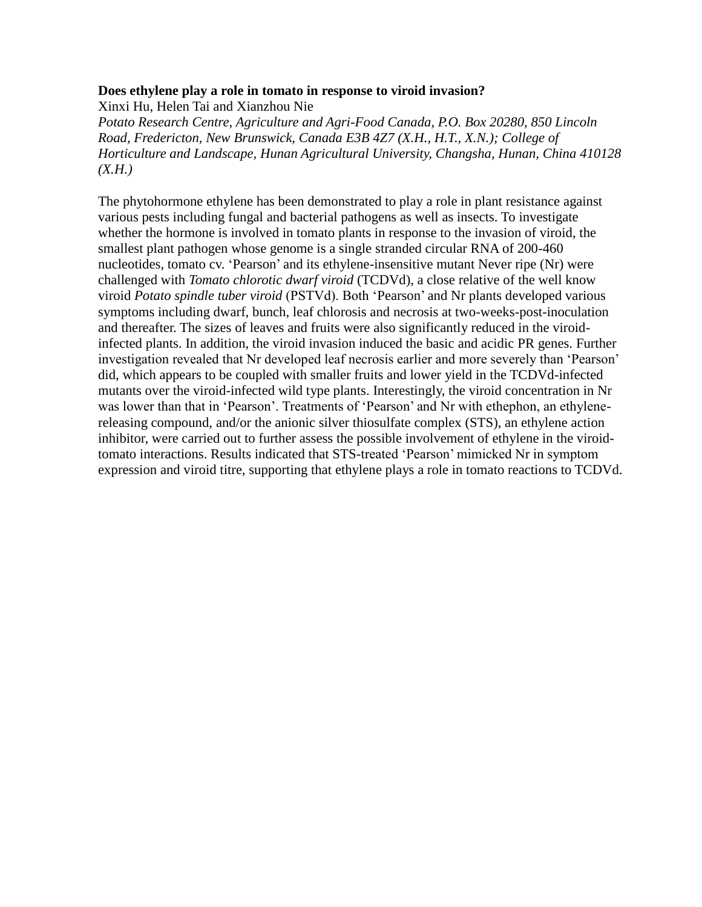**Does ethylene play a role in tomato in response to viroid invasion?**

Xinxi Hu, Helen Tai and Xianzhou Nie

*Potato Research Centre, Agriculture and Agri-Food Canada, P.O. Box 20280, 850 Lincoln Road, Fredericton, New Brunswick, Canada E3B 4Z7 (X.H., H.T., X.N.); College of Horticulture and Landscape, Hunan Agricultural University, Changsha, Hunan, China 410128 (X.H.)*

The phytohormone ethylene has been demonstrated to play a role in plant resistance against various pests including fungal and bacterial pathogens as well as insects. To investigate whether the hormone is involved in tomato plants in response to the invasion of viroid, the smallest plant pathogen whose genome is a single stranded circular RNA of 200-460 nucleotides, tomato cv. 'Pearson' and its ethylene-insensitive mutant Never ripe (Nr) were challenged with *Tomato chlorotic dwarf viroid* (TCDVd), a close relative of the well know viroid *Potato spindle tuber viroid* (PSTVd). Both 'Pearson' and Nr plants developed various symptoms including dwarf, bunch, leaf chlorosis and necrosis at two-weeks-post-inoculation and thereafter. The sizes of leaves and fruits were also significantly reduced in the viroid-infected plants. In addition, the viroid invasion induced the basic and acidic PR genes. Further investigation revealed that Nr developed leaf necrosis earlier and more severely than 'Pearson' did, which appears to be coupled with smaller fruits and lower yield in the TCDVd-infected mutants over the viroid-infected wild type plants. Interestingly, the viroid concentration in Nr was lower than that in 'Pearson'. Treatments of 'Pearson' and Nr with ethephon, an ethylene-releasing compound, and/or the anionic silver thiosulfate complex (STS), an ethylene action inhibitor, were carried out to further assess the possible involvement of ethylene in the viroid-tomato interactions. Results indicated that STS-treated 'Pearson' mimicked Nr in symptom expression and viroid titre, supporting that ethylene plays a role in tomato reactions to TCDVd.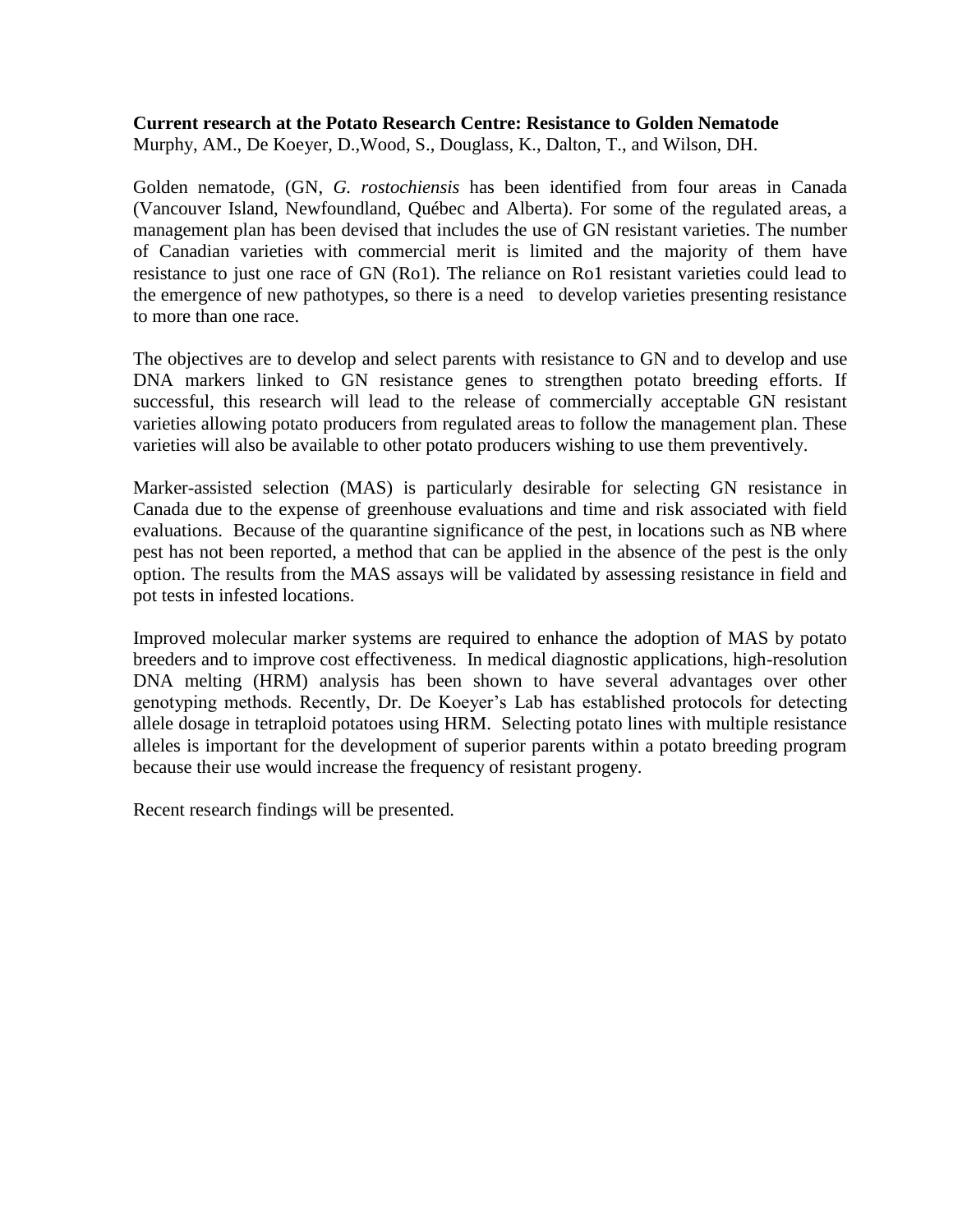**Current research at the Potato Research Centre: Resistance to Golden Nematode**
Murphy, AM., De Koeyer, D.,Wood, S., Douglass, K., Dalton, T., and Wilson, DH.

Golden nematode, (GN, *G. rostochiensis* has been identified from four areas in Canada (Vancouver Island, Newfoundland, Québec and Alberta). For some of the regulated areas, a management plan has been devised that includes the use of GN resistant varieties. The number of Canadian varieties with commercial merit is limited and the majority of them have resistance to just one race of GN (Ro1). The reliance on Ro1 resistant varieties could lead to the emergence of new pathotypes, so there is a need to develop varieties presenting resistance to more than one race.

The objectives are to develop and select parents with resistance to GN and to develop and use DNA markers linked to GN resistance genes to strengthen potato breeding efforts. If successful, this research will lead to the release of commercially acceptable GN resistant varieties allowing potato producers from regulated areas to follow the management plan. These varieties will also be available to other potato producers wishing to use them preventively.

Marker-assisted selection (MAS) is particularly desirable for selecting GN resistance in Canada due to the expense of greenhouse evaluations and time and risk associated with field evaluations. Because of the quarantine significance of the pest, in locations such as NB where pest has not been reported, a method that can be applied in the absence of the pest is the only option. The results from the MAS assays will be validated by assessing resistance in field and pot tests in infested locations.

Improved molecular marker systems are required to enhance the adoption of MAS by potato breeders and to improve cost effectiveness. In medical diagnostic applications, high-resolution DNA melting (HRM) analysis has been shown to have several advantages over other genotyping methods. Recently, Dr. De Koeyer's Lab has established protocols for detecting allele dosage in tetraploid potatoes using HRM. Selecting potato lines with multiple resistance alleles is important for the development of superior parents within a potato breeding program because their use would increase the frequency of resistant progeny.

Recent research findings will be presented.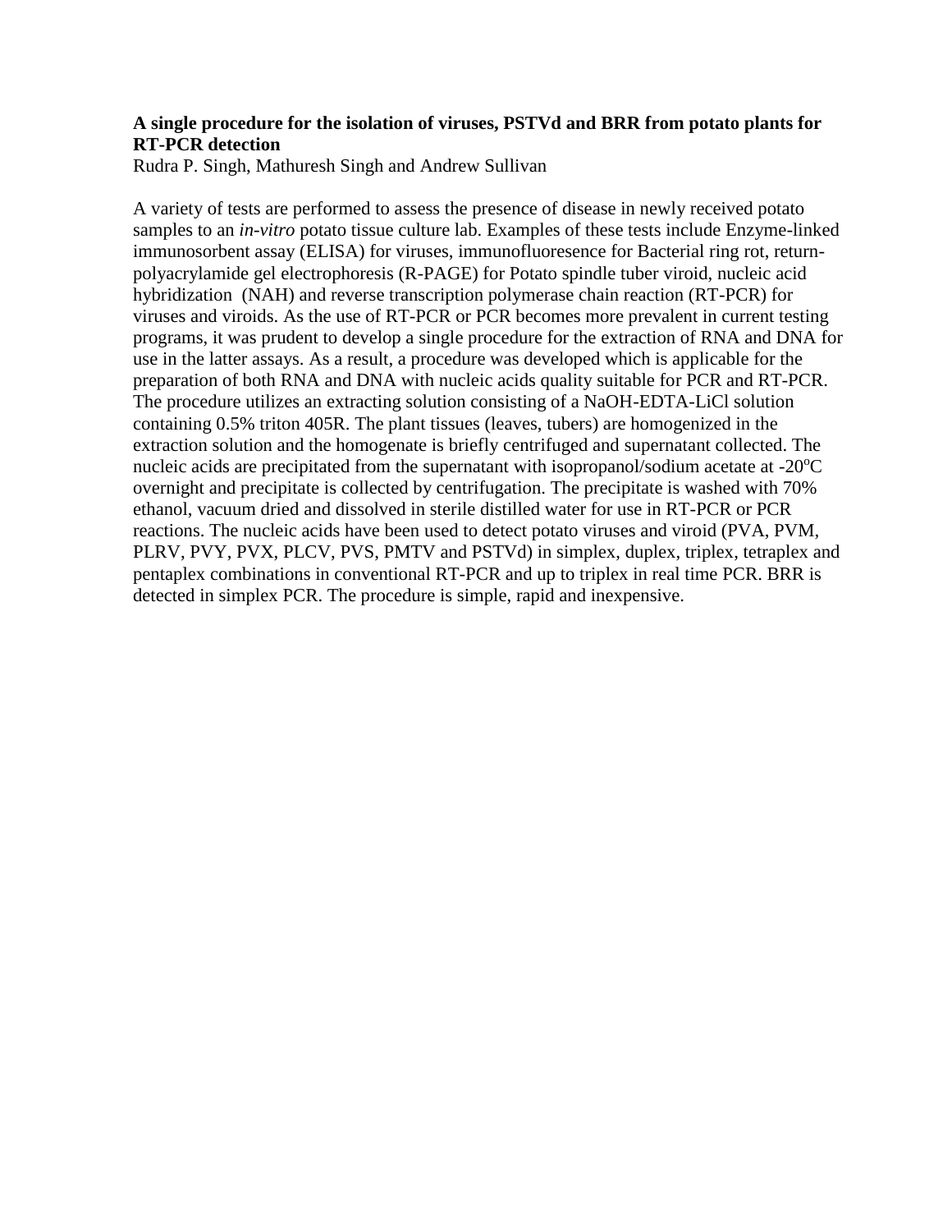**A single procedure for the isolation of viruses, PSTVd and BRR from potato plants for RT-PCR detection**

Rudra P. Singh, Mathuresh Singh and Andrew Sullivan

A variety of tests are performed to assess the presence of disease in newly received potato samples to an *in-vitro* potato tissue culture lab. Examples of these tests include Enzyme-linked immunosorbent assay (ELISA) for viruses, immunofluoresence for Bacterial ring rot, return-polyacrylamide gel electrophoresis (R-PAGE) for Potato spindle tuber viroid, nucleic acid hybridization (NAH) and reverse transcription polymerase chain reaction (RT-PCR) for viruses and viroids. As the use of RT-PCR or PCR becomes more prevalent in current testing programs, it was prudent to develop a single procedure for the extraction of RNA and DNA for use in the latter assays. As a result, a procedure was developed which is applicable for the preparation of both RNA and DNA with nucleic acids quality suitable for PCR and RT-PCR. The procedure utilizes an extracting solution consisting of a NaOH-EDTA-LiCl solution containing 0.5% triton 405R. The plant tissues (leaves, tubers) are homogenized in the extraction solution and the homogenate is briefly centrifuged and supernatant collected. The nucleic acids are precipitated from the supernatant with isopropanol/sodium acetate at -20$^{o}$C overnight and precipitate is collected by centrifugation. The precipitate is washed with 70% ethanol, vacuum dried and dissolved in sterile distilled water for use in RT-PCR or PCR reactions. The nucleic acids have been used to detect potato viruses and viroid (PVA, PVM, PLRV, PVY, PVX, PLCV, PVS, PMTV and PSTVd) in simplex, duplex, triplex, tetraplex and pentaplex combinations in conventional RT-PCR and up to triplex in real time PCR. BRR is detected in simplex PCR. The procedure is simple, rapid and inexpensive.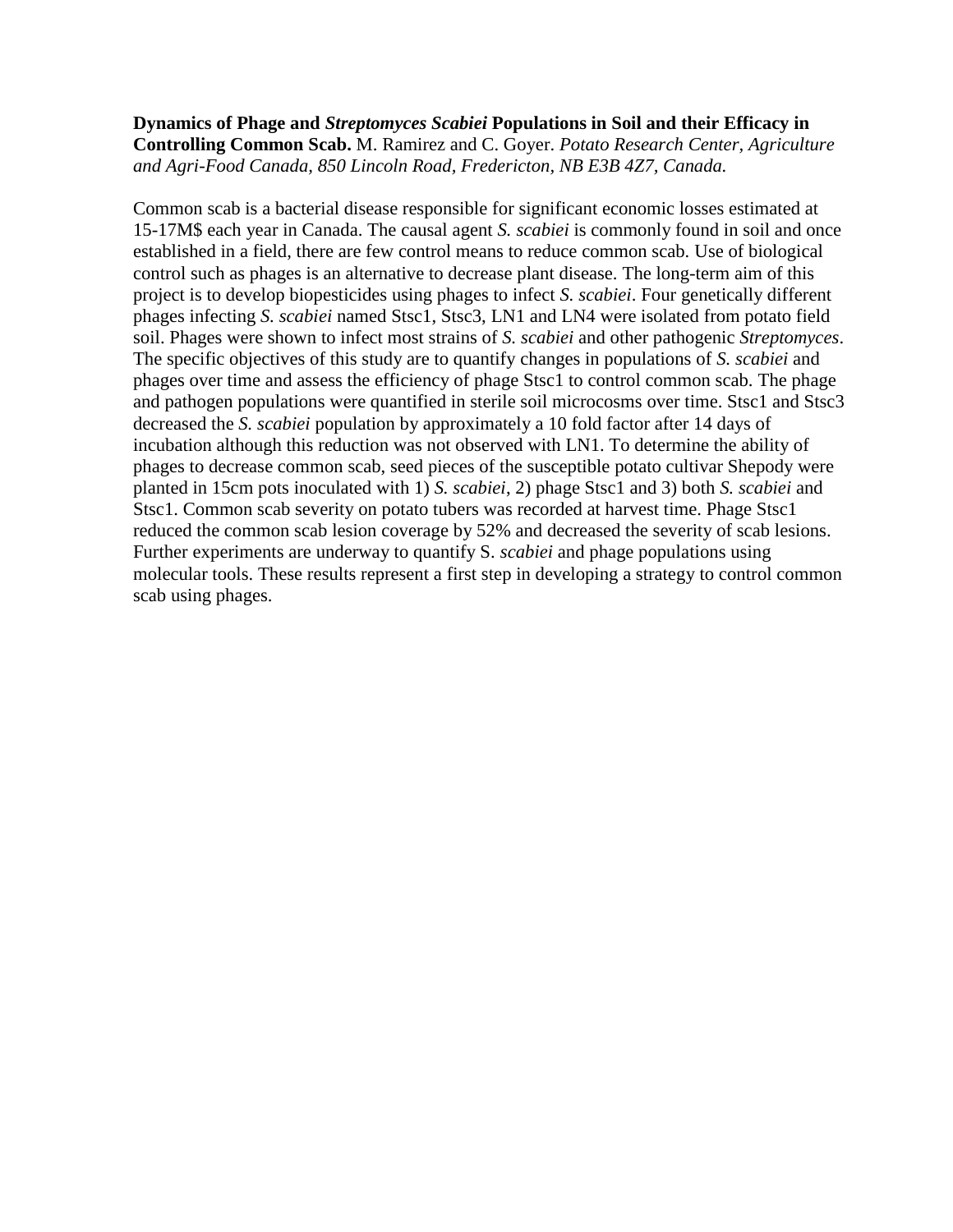**Dynamics of Phage and *Streptomyces Scabiei* Populations in Soil and their Efficacy in Controlling Common Scab.** M. Ramirez and C. Goyer. *Potato Research Center, Agriculture and Agri-Food Canada, 850 Lincoln Road, Fredericton, NB E3B 4Z7, Canada.*

Common scab is a bacterial disease responsible for significant economic losses estimated at 15-17M$ each year in Canada. The causal agent *S. scabiei* is commonly found in soil and once established in a field, there are few control means to reduce common scab. Use of biological control such as phages is an alternative to decrease plant disease. The long-term aim of this project is to develop biopesticides using phages to infect *S. scabiei*. Four genetically different phages infecting *S. scabiei* named Stsc1, Stsc3, LN1 and LN4 were isolated from potato field soil. Phages were shown to infect most strains of *S. scabiei* and other pathogenic *Streptomyces*. The specific objectives of this study are to quantify changes in populations of *S. scabiei* and phages over time and assess the efficiency of phage Stsc1 to control common scab. The phage and pathogen populations were quantified in sterile soil microcosms over time. Stsc1 and Stsc3 decreased the *S. scabiei* population by approximately a 10 fold factor after 14 days of incubation although this reduction was not observed with LN1. To determine the ability of phages to decrease common scab, seed pieces of the susceptible potato cultivar Shepody were planted in 15cm pots inoculated with 1) *S. scabiei*, 2) phage Stsc1 and 3) both *S. scabiei* and Stsc1. Common scab severity on potato tubers was recorded at harvest time. Phage Stsc1 reduced the common scab lesion coverage by 52% and decreased the severity of scab lesions. Further experiments are underway to quantify S. *scabiei* and phage populations using molecular tools. These results represent a first step in developing a strategy to control common scab using phages.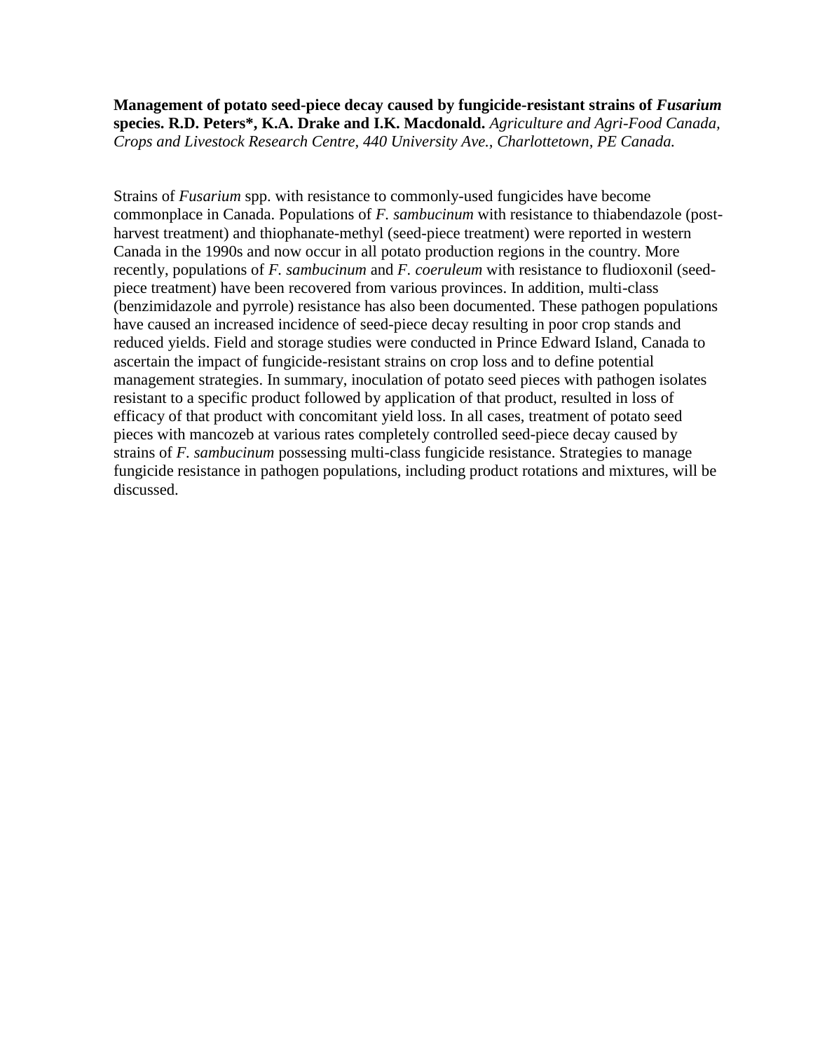**Management of potato seed-piece decay caused by fungicide-resistant strains of *Fusarium* species. R.D. Peters*, K.A. Drake and I.K. Macdonald.** *Agriculture and Agri-Food Canada, Crops and Livestock Research Centre, 440 University Ave., Charlottetown, PE Canada.*

Strains of *Fusarium* spp. with resistance to commonly-used fungicides have become commonplace in Canada. Populations of *F. sambucinum* with resistance to thiabendazole (post-harvest treatment) and thiophanate-methyl (seed-piece treatment) were reported in western Canada in the 1990s and now occur in all potato production regions in the country. More recently, populations of *F. sambucinum* and *F. coeruleum* with resistance to fludioxonil (seed-piece treatment) have been recovered from various provinces. In addition, multi-class (benzimidazole and pyrrole) resistance has also been documented. These pathogen populations have caused an increased incidence of seed-piece decay resulting in poor crop stands and reduced yields. Field and storage studies were conducted in Prince Edward Island, Canada to ascertain the impact of fungicide-resistant strains on crop loss and to define potential management strategies. In summary, inoculation of potato seed pieces with pathogen isolates resistant to a specific product followed by application of that product, resulted in loss of efficacy of that product with concomitant yield loss. In all cases, treatment of potato seed pieces with mancozeb at various rates completely controlled seed-piece decay caused by strains of *F. sambucinum* possessing multi-class fungicide resistance. Strategies to manage fungicide resistance in pathogen populations, including product rotations and mixtures, will be discussed.